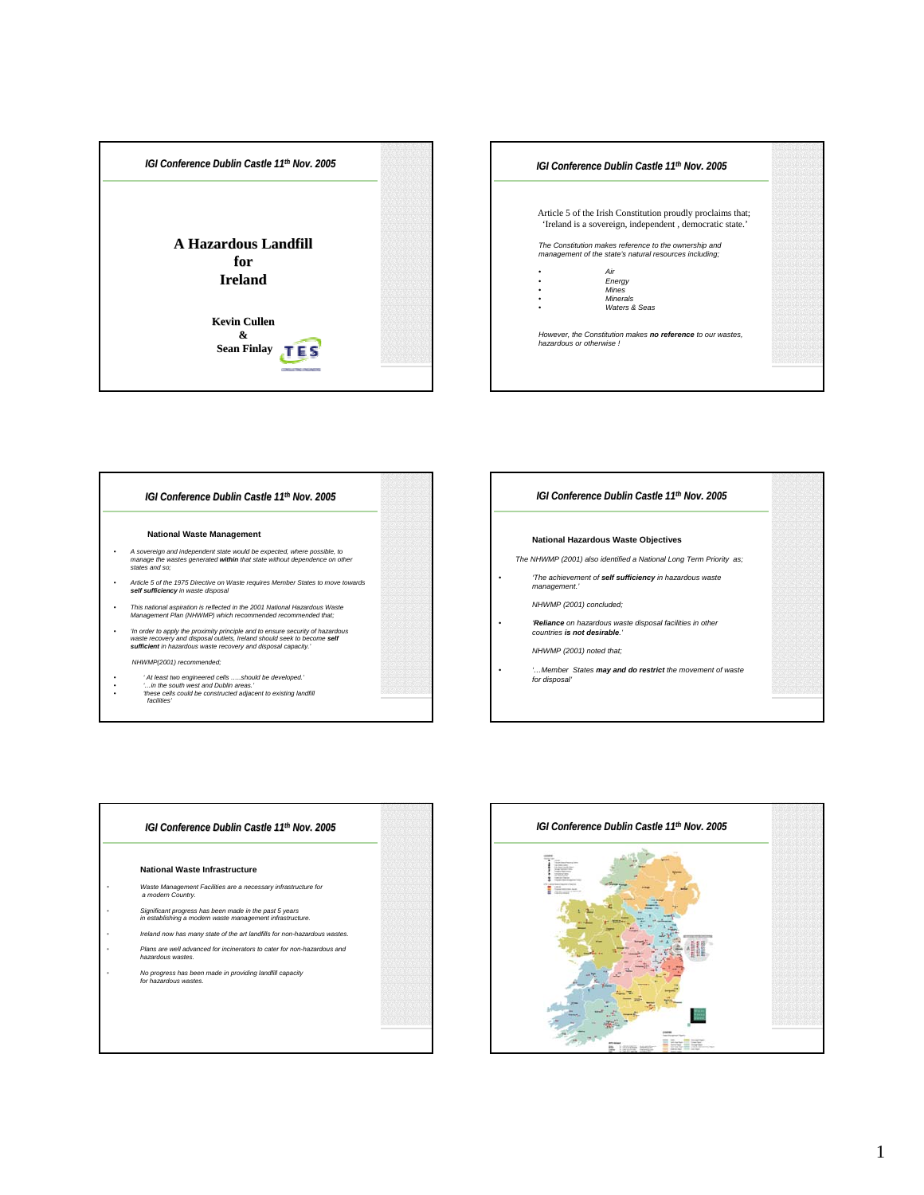# A Hazardous Landfill for Ireland

**Kevin Cullen**
**&**
**Sean Finlay**

TES

---

Article 5 of the Irish Constitution proudly proclaims that; 'Ireland is a sovereign, independent , democratic state.'

*The Constitution makes reference to the ownership and management of the state's natural resources including;*

- *Air*
- *Energy*
- *Mines*
- *Minerals*
- *Waters & Seas*

*However, the Constitution makes **no reference** to our wastes, hazardous or otherwise !*

---

## National Waste Management

- *A sovereign and independent state would be expected, where possible, to manage the wastes generated **within** that state without dependence on other states and so;*
- *Article 5 of the 1975 Directive on Waste requires Member States to move towards **self sufficiency** in waste disposal*
- *This national aspiration is reflected in the 2001 National Hazardous Waste Management Plan (NHWMP) which recommended recommended that;*
- *'In order to apply the proximity principle and to ensure security of hazardous waste recovery and disposal outlets, Ireland should seek to become **self sufficient** in hazardous waste recovery and disposal capacity.'*

*NHWMP(2001) recommended;*

- *' At least two engineered cells .....should be developed.'*
- *'...in the south west and Dublin areas.'*
- *'these cells could be constructed adjacent to existing landfill facilities'*

---

## National Hazardous Waste Objectives

*The NHWMP (2001) also identified a National Long Term Priority as;*

- *'The achievement of **self sufficiency** in hazardous waste management.'*

*NHWMP (2001) concluded;*

- *'**Reliance** on hazardous waste disposal facilities in other countries **is not desirable**.'*

*NHWMP (2001) noted that;*

- *'...Member States **may and do restrict** the movement of waste for disposal'*

---

## National Waste Infrastructure

- *Waste Management Facilities are a necessary infrastructure for a modern Country.*
- *Significant progress has been made in the past 5 years in establishing a modern waste management infrastructure.*
- *Ireland now has many state of the art landfills for non-hazardous wastes.*
- *Plans are well advanced for incinerators to cater for non-hazardous and hazardous wastes.*
- *No progress has been made in providing landfill capacity for hazardous wastes.*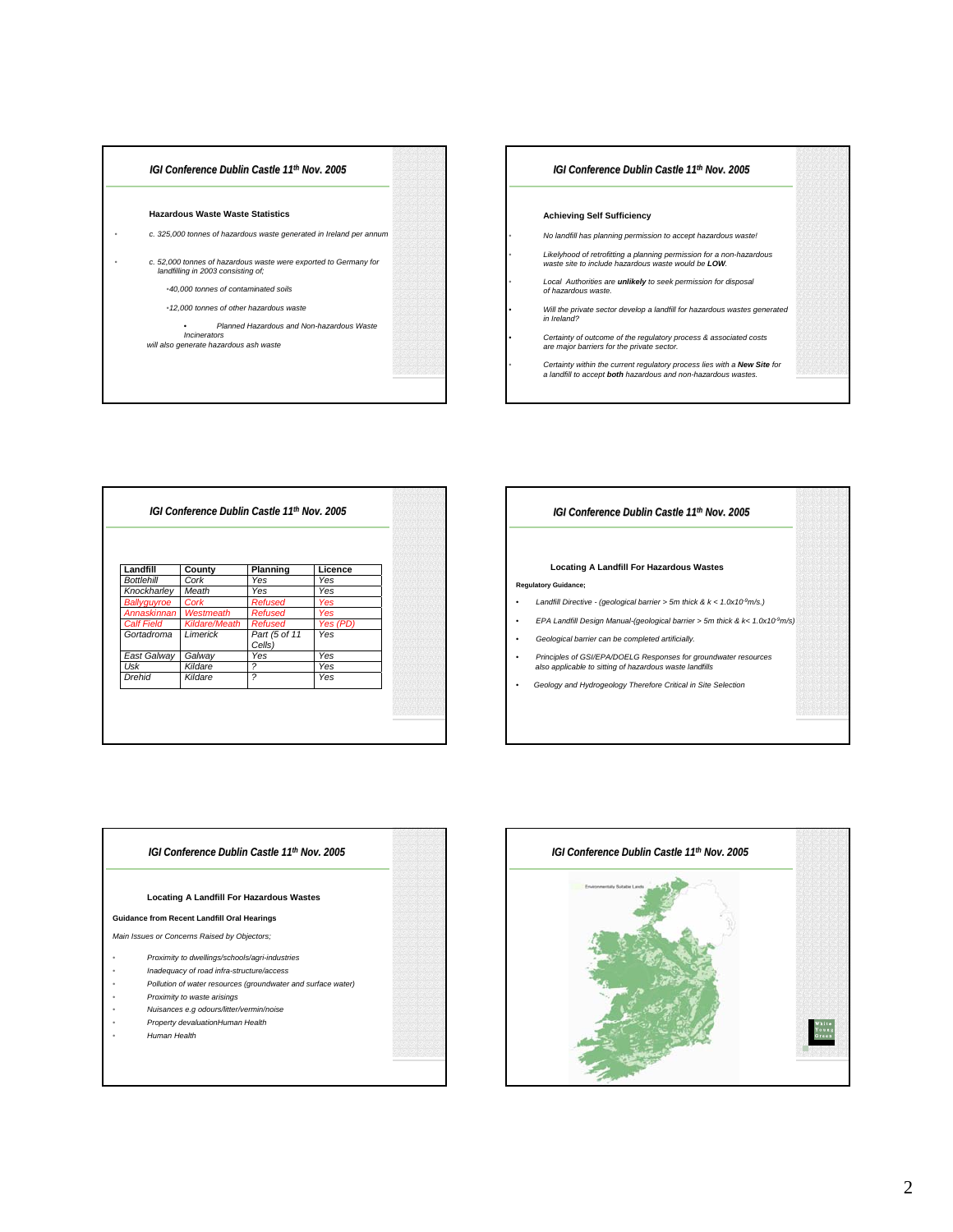## Hazardous Waste Waste Statistics

- *c. 325,000 tonnes of hazardous waste generated in Ireland per annum*
- *c. 52,000 tonnes of hazardous waste were exported to Germany for landfilling in 2003 consisting of;*
  - *40,000 tonnes of contaminated soils*
  - *12,000 tonnes of other hazardous waste*
    - *Planned Hazardous and Non-hazardous Waste Incinerators*

*will also generate hazardous ash waste*

## Achieving Self Sufficiency

- *No landfill has planning permission to accept hazardous waste!*
- *Likelyhood of retrofitting a planning permission for a non-hazardous waste site to include hazardous waste would be **LOW**.*
- *Local Authorities are **unlikely** to seek permission for disposal of hazardous waste.*
- *Will the private sector develop a landfill for hazardous wastes generated in Ireland?*
- *Certainty of outcome of the regulatory process & associated costs are major barriers for the private sector.*
- *Certainty within the current regulatory process lies with a **New Site** for a landfill to accept **both** hazardous and non-hazardous wastes.*

| Landfill | County | Planning | Licence |
|---|---|---|---|
| *Bottlehill* | *Cork* | *Yes* | *Yes* |
| *Knockharley* | *Meath* | *Yes* | *Yes* |
| *Ballyguyroe* | *Cork* | *Refused* | *Yes* |
| *Annaskinnan* | *Westmeath* | *Refused* | *Yes* |
| *Calf Field* | *Kildare/Meath* | *Refused* | *Yes (PD)* |
| Gortadroma | *Limerick* | *Part (5 of 11 Cells)* | *Yes* |
| *East Galway* | *Galway* | *Yes* | *Yes* |
| *Usk* | *Kildare* | *?* | *Yes* |
| *Drehid* | *Kildare* | *?* | *Yes* |

## Locating A Landfill For Hazardous Wastes

**Regulatory Guidance;**

- *Landfill Directive - (geological barrier > 5m thick & k < $1.0 \times 10^{-9}$m/s.)*
- *EPA Landfill Design Manual-(geological barrier > 5m thick & k< $1.0 \times 10^{-9}$m/s)*
- *Geological barrier can be completed artificially.*
- *Principles of GSI/EPA/DOELG Responses for groundwater resources also applicable to sitting of hazardous waste landfills*
- *Geology and Hydrogeology Therefore Critical in Site Selection*

## Locating A Landfill For Hazardous Wastes

**Guidance from Recent Landfill Oral Hearings**

*Main Issues or Concerns Raised by Objectors;*

- *Proximity to dwellings/schools/agri-industries*
- *Inadequacy of road infra-structure/access*
- *Pollution of water resources (groundwater and surface water)*
- *Proximity to waste arisings*
- *Nuisances e.g odours/litter/vermin/noise*
- *Property devaluationHuman Health*
- *Human Health*

Environmentally Suitable Lands

White Young Green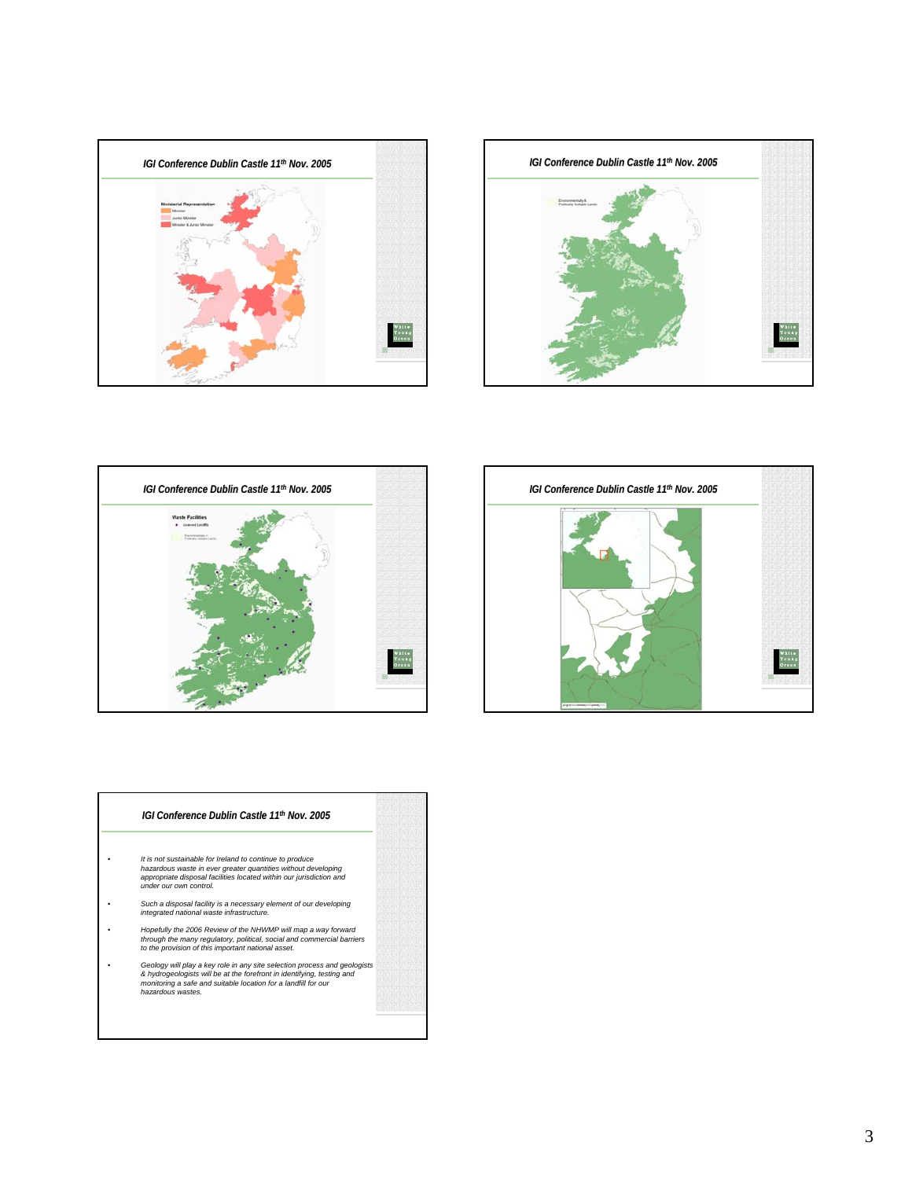## IGI Conference Dublin Castle 11th Nov. 2005

Ministerial Representation

Minister

Junior Minister

Minister & Junior Minister

## IGI Conference Dublin Castle 11th Nov. 2005

Environmentally & Politically Suitable Lands

## IGI Conference Dublin Castle 11th Nov. 2005

Waste Facilities

Licensed Landfills

Environmentally & Politically Suitable Lands

## IGI Conference Dublin Castle 11th Nov. 2005

## IGI Conference Dublin Castle 11th Nov. 2005

- *It is not sustainable for Ireland to continue to produce hazardous waste in ever greater quantities without developing appropriate disposal facilities located within our jurisdiction and under our own control.*
- *Such a disposal facility is a necessary element of our developing integrated national waste infrastructure.*
- *Hopefully the 2006 Review of the NHWMP will map a way forward through the many regulatory, political, social and commercial barriers to the provision of this important national asset.*
- *Geology will play a key role in any site selection process and geologists & hydrogeologists will be at the forefront in identifying, testing and monitoring a safe and suitable location for a landfill for our hazardous wastes.*